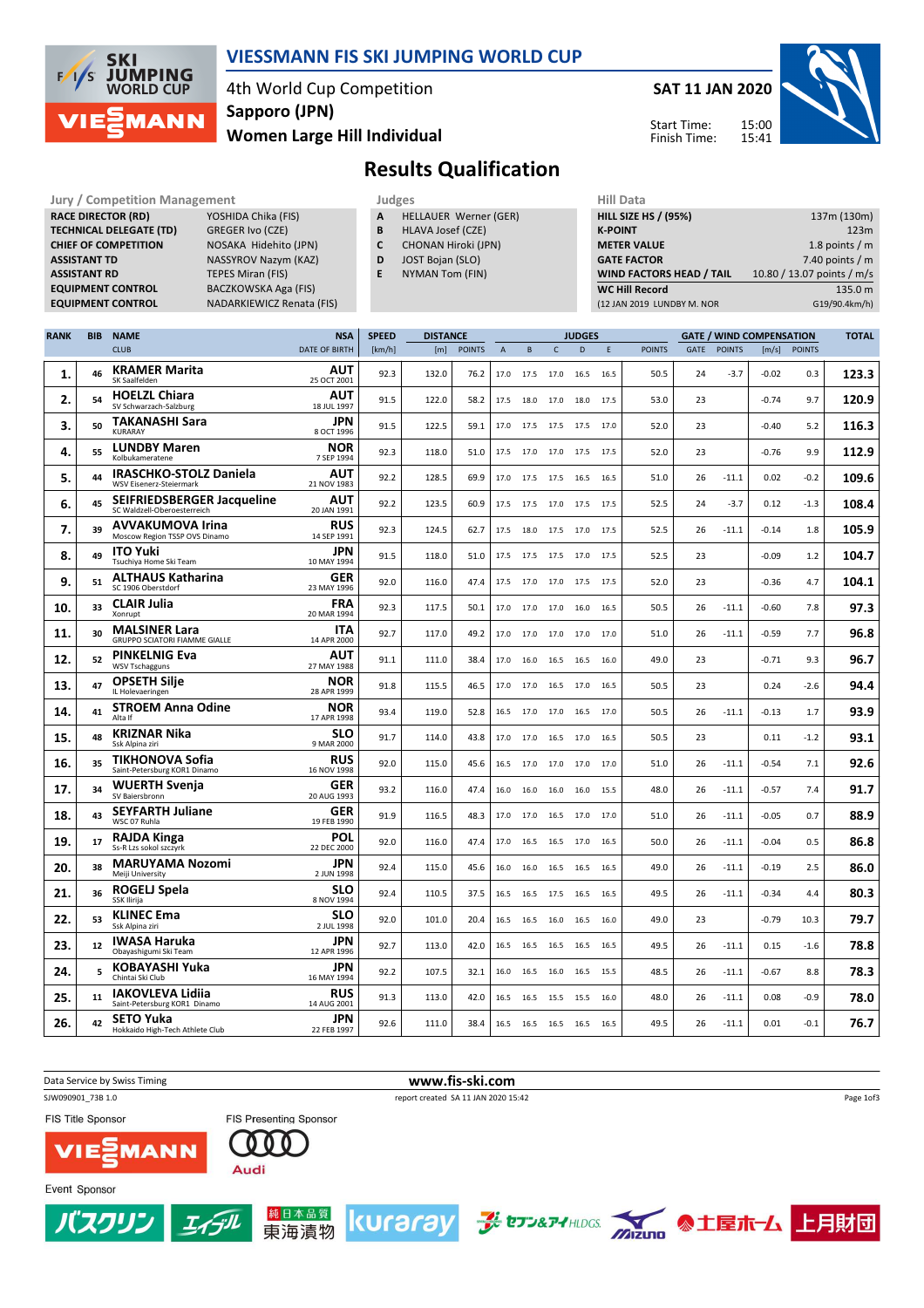# VIESSMANN FIS SKI JUMPING WORLD CUP

4th World Cup Competition
**Sapporo (JPN)**
**Women Large Hill Individual**

**SAT 11 JAN 2020**

Start Time: 15:00
Finish Time: 15:41

## Results Qualification

| Jury / Competition Management | |
|---|---|
| RACE DIRECTOR (RD) | YOSHIDA Chika (FIS) |
| TECHNICAL DELEGATE (TD) | GREGER Ivo (CZE) |
| CHIEF OF COMPETITION | NOSAKA Hidehito (JPN) |
| ASSISTANT TD | NASSYROV Nazym (KAZ) |
| ASSISTANT RD | TEPES Miran (FIS) |
| EQUIPMENT CONTROL | BACZKOWSKA Aga (FIS) |
| EQUIPMENT CONTROL | NADARKIEWICZ Renata (FIS) |

| Judges | |
|---|---|
| A | HELLAUER Werner (GER) |
| B | HLAVA Josef (CZE) |
| C | CHONAN Hiroki (JPN) |
| D | JOST Bojan (SLO) |
| E | NYMAN Tom (FIN) |

| Hill Data | |
|---|---|
| HILL SIZE HS / (95%) | 137m (130m) |
| K-POINT | 123m |
| METER VALUE | 1.8 points / m |
| GATE FACTOR | 7.40 points / m |
| WIND FACTORS HEAD / TAIL | 10.80 / 13.07 points / m/s |
| WC Hill Record | 135.0 m |
| (12 JAN 2019 LUNDBY M. NOR | G19/90.4km/h) |

| RANK | BIB | NAME / CLUB | NSA / DATE OF BIRTH | SPEED [km/h] | DISTANCE [m] | DISTANCE POINTS | A | B | C | D | E | JUDGES POINTS | GATE | GATE POINTS | WIND [m/s] | WIND POINTS | TOTAL |
|---|---|---|---|---|---|---|---|---|---|---|---|---|---|---|---|---|---|
| 1. | 46 | KRAMER Marita<br>SK Saalfelden | AUT<br>25 OCT 2001 | 92.3 | 132.0 | 76.2 | 17.0 | 17.5 | 17.0 | 16.5 | 16.5 | 50.5 | 24 | -3.7 | -0.02 | 0.3 | 123.3 |
| 2. | 54 | HOELZL Chiara<br>SV Schwarzach-Salzburg | AUT<br>18 JUL 1997 | 91.5 | 122.0 | 58.2 | 17.5 | 18.0 | 17.0 | 18.0 | 17.5 | 53.0 | 23 | | -0.74 | 9.7 | 120.9 |
| 3. | 50 | TAKANASHI Sara<br>KURARAY | JPN<br>8 OCT 1996 | 91.5 | 122.5 | 59.1 | 17.0 | 17.5 | 17.5 | 17.5 | 17.0 | 52.0 | 23 | | -0.40 | 5.2 | 116.3 |
| 4. | 55 | LUNDBY Maren<br>Kolbukameratene | NOR<br>7 SEP 1994 | 92.3 | 118.0 | 51.0 | 17.5 | 17.0 | 17.0 | 17.5 | 17.5 | 52.0 | 23 | | -0.76 | 9.9 | 112.9 |
| 5. | 44 | IRASCHKO-STOLZ Daniela<br>WSV Eisenerz-Steiermark | AUT<br>21 NOV 1983 | 92.2 | 128.5 | 69.9 | 17.0 | 17.5 | 17.5 | 16.5 | 16.5 | 51.0 | 26 | -11.1 | 0.02 | -0.2 | 109.6 |
| 6. | 45 | SEIFRIEDSBERGER Jacqueline<br>SC Waldzell-Oberoesterreich | AUT<br>20 JAN 1991 | 92.2 | 123.5 | 60.9 | 17.5 | 17.5 | 17.0 | 17.5 | 17.5 | 52.5 | 24 | -3.7 | 0.12 | -1.3 | 108.4 |
| 7. | 39 | AVVAKUMOVA Irina<br>Moscow Region TSSP OVS Dinamo | RUS<br>14 SEP 1991 | 92.3 | 124.5 | 62.7 | 17.5 | 18.0 | 17.5 | 17.0 | 17.5 | 52.5 | 26 | -11.1 | -0.14 | 1.8 | 105.9 |
| 8. | 49 | ITO Yuki<br>Tsuchiya Home Ski Team | JPN<br>10 MAY 1994 | 91.5 | 118.0 | 51.0 | 17.5 | 17.5 | 17.5 | 17.0 | 17.5 | 52.5 | 23 | | -0.09 | 1.2 | 104.7 |
| 9. | 51 | ALTHAUS Katharina<br>SC 1906 Oberstdorf | GER<br>23 MAY 1996 | 92.0 | 116.0 | 47.4 | 17.5 | 17.0 | 17.0 | 17.5 | 17.5 | 52.0 | 23 | | -0.36 | 4.7 | 104.1 |
| 10. | 33 | CLAIR Julia<br>Xonrupt | FRA<br>20 MAR 1994 | 92.3 | 117.5 | 50.1 | 17.0 | 17.0 | 17.0 | 16.0 | 16.5 | 50.5 | 26 | -11.1 | -0.60 | 7.8 | 97.3 |
| 11. | 30 | MALSINER Lara<br>GRUPPO SCIATORI FIAMME GIALLE | ITA<br>14 APR 2000 | 92.7 | 117.0 | 49.2 | 17.0 | 17.0 | 17.0 | 17.0 | 17.0 | 51.0 | 26 | -11.1 | -0.59 | 7.7 | 96.8 |
| 12. | 52 | PINKELNIG Eva<br>WSV Tschagguns | AUT<br>27 MAY 1988 | 91.1 | 111.0 | 38.4 | 17.0 | 16.0 | 16.5 | 16.5 | 16.0 | 49.0 | 23 | | -0.71 | 9.3 | 96.7 |
| 13. | 47 | OPSETH Silje<br>IL Holevaeringen | NOR<br>28 APR 1999 | 91.8 | 115.5 | 46.5 | 17.0 | 17.0 | 16.5 | 17.0 | 16.5 | 50.5 | 23 | | 0.24 | -2.6 | 94.4 |
| 14. | 41 | STROEM Anna Odine<br>Alta If | NOR<br>17 APR 1998 | 93.4 | 119.0 | 52.8 | 16.5 | 17.0 | 17.0 | 16.5 | 17.0 | 50.5 | 26 | -11.1 | -0.13 | 1.7 | 93.9 |
| 15. | 48 | KRIZNAR Nika<br>Ssk Alpina ziri | SLO<br>9 MAR 2000 | 91.7 | 114.0 | 43.8 | 17.0 | 17.0 | 16.5 | 17.0 | 16.5 | 50.5 | 23 | | 0.11 | -1.2 | 93.1 |
| 16. | 35 | TIKHONOVA Sofia<br>Saint-Petersburg KOR1 Dinamo | RUS<br>16 NOV 1998 | 92.0 | 115.0 | 45.6 | 16.5 | 17.0 | 17.0 | 17.0 | 17.0 | 51.0 | 26 | -11.1 | -0.54 | 7.1 | 92.6 |
| 17. | 34 | WUERTH Svenja<br>SV Baiersbronn | GER<br>20 AUG 1993 | 93.2 | 116.0 | 47.4 | 16.0 | 16.0 | 16.0 | 16.0 | 15.5 | 48.0 | 26 | -11.1 | -0.57 | 7.4 | 91.7 |
| 18. | 43 | SEYFARTH Juliane<br>WSC 07 Ruhla | GER<br>19 FEB 1990 | 91.9 | 116.5 | 48.3 | 17.0 | 17.0 | 16.5 | 17.0 | 17.0 | 51.0 | 26 | -11.1 | -0.05 | 0.7 | 88.9 |
| 19. | 17 | RAJDA Kinga<br>Ss-R Lzs sokol szczyrk | POL<br>22 DEC 2000 | 92.0 | 116.0 | 47.4 | 17.0 | 16.5 | 16.5 | 17.0 | 16.5 | 50.0 | 26 | -11.1 | -0.04 | 0.5 | 86.8 |
| 20. | 38 | MARUYAMA Nozomi<br>Meiji University | JPN<br>2 JUN 1998 | 92.4 | 115.0 | 45.6 | 16.0 | 16.0 | 16.5 | 16.5 | 16.5 | 49.0 | 26 | -11.1 | -0.19 | 2.5 | 86.0 |
| 21. | 36 | ROGELJ Spela<br>SSK Ilirija | SLO<br>8 NOV 1994 | 92.4 | 110.5 | 37.5 | 16.5 | 16.5 | 17.5 | 16.5 | 16.5 | 49.5 | 26 | -11.1 | -0.34 | 4.4 | 80.3 |
| 22. | 53 | KLINEC Ema<br>Ssk Alpina ziri | SLO<br>2 JUL 1998 | 92.0 | 101.0 | 20.4 | 16.5 | 16.5 | 16.0 | 16.5 | 16.0 | 49.0 | 23 | | -0.79 | 10.3 | 79.7 |
| 23. | 12 | IWASA Haruka<br>Obayashigumi Ski Team | JPN<br>12 APR 1996 | 92.7 | 113.0 | 42.0 | 16.5 | 16.5 | 16.5 | 16.5 | 16.5 | 49.5 | 26 | -11.1 | 0.15 | -1.6 | 78.8 |
| 24. | 5 | KOBAYASHI Yuka<br>Chintai Ski Club | JPN<br>16 MAY 1994 | 92.2 | 107.5 | 32.1 | 16.0 | 16.5 | 16.0 | 16.5 | 15.5 | 48.5 | 26 | -11.1 | -0.67 | 8.8 | 78.3 |
| 25. | 11 | IAKOVLEVA Lidiia<br>Saint-Petersburg KOR1 Dinamo | RUS<br>14 AUG 2001 | 91.3 | 113.0 | 42.0 | 16.5 | 16.5 | 15.5 | 15.5 | 16.0 | 48.0 | 26 | -11.1 | 0.08 | -0.9 | 78.0 |
| 26. | 42 | SETO Yuka<br>Hokkaido High-Tech Athlete Club | JPN<br>22 FEB 1997 | 92.6 | 111.0 | 38.4 | 16.5 | 16.5 | 16.5 | 16.5 | 16.5 | 49.5 | 26 | -11.1 | 0.01 | -0.1 | 76.7 |

Data Service by Swiss Timing
www.fis-ski.com
SJW090901_73B 1.0
report created SA 11 JAN 2020 15:42

FIS Title Sponsor
FIS Presenting Sponsor
Event Sponsor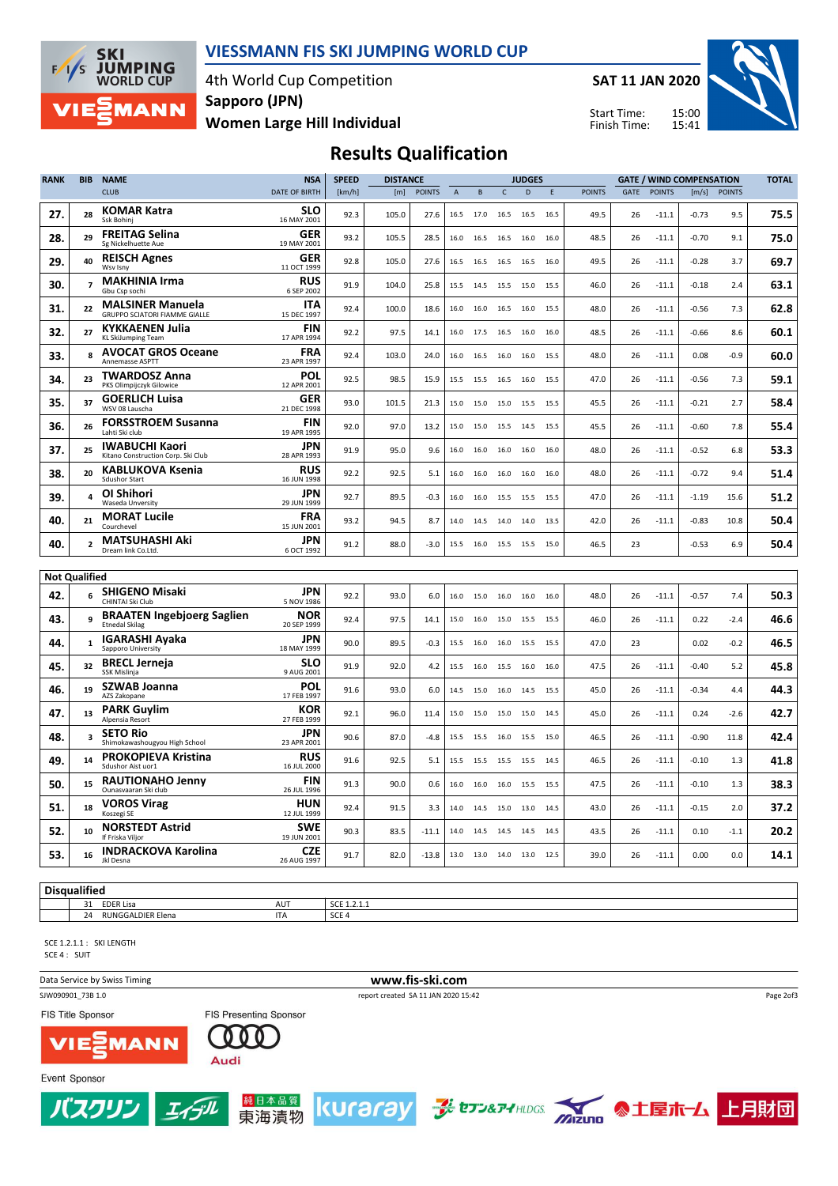# VIESSMANN FIS SKI JUMPING WORLD CUP

4th World Cup Competition
**Sapporo (JPN)**
**Women Large Hill Individual**

**SAT 11 JAN 2020**

Start Time: 15:00
Finish Time: 15:41

## Results Qualification

| RANK | BIB | NAME / CLUB | NSA / DATE OF BIRTH | SPEED [km/h] | DISTANCE [m] | DISTANCE POINTS | A | B | C | D | E | JUDGES POINTS | GATE | GATE POINTS | WIND [m/s] | WIND POINTS | TOTAL |
|---|---|---|---|---|---|---|---|---|---|---|---|---|---|---|---|---|---|
| 27. | 28 | **KOMAR Katra** Ssk Bohinj | **SLO** 16 MAY 2001 | 92.3 | 105.0 | 27.6 | 16.5 | 17.0 | 16.5 | 16.5 | 16.5 | 49.5 | 26 | -11.1 | -0.73 | 9.5 | **75.5** |
| 28. | 29 | **FREITAG Selina** Sg Nickelhuette Aue | **GER** 19 MAY 2001 | 93.2 | 105.5 | 28.5 | 16.0 | 16.5 | 16.5 | 16.0 | 16.0 | 48.5 | 26 | -11.1 | -0.70 | 9.1 | **75.0** |
| 29. | 40 | **REISCH Agnes** Wsv Isny | **GER** 11 OCT 1999 | 92.8 | 105.0 | 27.6 | 16.5 | 16.5 | 16.5 | 16.5 | 16.0 | 49.5 | 26 | -11.1 | -0.28 | 3.7 | **69.7** |
| 30. | 7 | **MAKHINIA Irma** Gbu Csp sochi | **RUS** 6 SEP 2002 | 91.9 | 104.0 | 25.8 | 15.5 | 14.5 | 15.5 | 15.0 | 15.5 | 46.0 | 26 | -11.1 | -0.18 | 2.4 | **63.1** |
| 31. | 22 | **MALSINER Manuela** GRUPPO SCIATORI FIAMME GIALLE | **ITA** 15 DEC 1997 | 92.4 | 100.0 | 18.6 | 16.0 | 16.0 | 16.5 | 16.0 | 15.5 | 48.0 | 26 | -11.1 | -0.56 | 7.3 | **62.8** |
| 32. | 27 | **KYKKAENEN Julia** KL SkiJumping Team | **FIN** 17 APR 1994 | 92.2 | 97.5 | 14.1 | 16.0 | 17.5 | 16.5 | 16.0 | 16.0 | 48.5 | 26 | -11.1 | -0.66 | 8.6 | **60.1** |
| 33. | 8 | **AVOCAT GROS Oceane** Annemasse ASPTT | **FRA** 23 APR 1997 | 92.4 | 103.0 | 24.0 | 16.0 | 16.5 | 16.0 | 16.0 | 15.5 | 48.0 | 26 | -11.1 | 0.08 | -0.9 | **60.0** |
| 34. | 23 | **TWARDOSZ Anna** PKS Olimpijczyk Gilowice | **POL** 12 APR 2001 | 92.5 | 98.5 | 15.9 | 15.5 | 15.5 | 16.5 | 16.0 | 15.5 | 47.0 | 26 | -11.1 | -0.56 | 7.3 | **59.1** |
| 35. | 37 | **GOERLICH Luisa** WSV 08 Lauscha | **GER** 21 DEC 1998 | 93.0 | 101.5 | 21.3 | 15.0 | 15.0 | 15.0 | 15.5 | 15.5 | 45.5 | 26 | -11.1 | -0.21 | 2.7 | **58.4** |
| 36. | 26 | **FORSSTROEM Susanna** Lahti Ski club | **FIN** 19 APR 1995 | 92.0 | 97.0 | 13.2 | 15.0 | 15.0 | 15.5 | 14.5 | 15.5 | 45.5 | 26 | -11.1 | -0.60 | 7.8 | **55.4** |
| 37. | 25 | **IWABUCHI Kaori** Kitano Construction Corp. Ski Club | **JPN** 28 APR 1993 | 91.9 | 95.0 | 9.6 | 16.0 | 16.0 | 16.0 | 16.0 | 16.0 | 48.0 | 26 | -11.1 | -0.52 | 6.8 | **53.3** |
| 38. | 20 | **KABLUKOVA Ksenia** Sdushor Start | **RUS** 16 JUN 1998 | 92.2 | 92.5 | 5.1 | 16.0 | 16.0 | 16.0 | 16.0 | 16.0 | 48.0 | 26 | -11.1 | -0.72 | 9.4 | **51.4** |
| 39. | 4 | **OI Shihori** Waseda Unversity | **JPN** 29 JUN 1999 | 92.7 | 89.5 | -0.3 | 16.0 | 16.0 | 15.5 | 15.5 | 15.5 | 47.0 | 26 | -11.1 | -1.19 | 15.6 | **51.2** |
| 40. | 21 | **MORAT Lucile** Courchevel | **FRA** 15 JUN 2001 | 93.2 | 94.5 | 8.7 | 14.0 | 14.5 | 14.0 | 14.0 | 13.5 | 42.0 | 26 | -11.1 | -0.83 | 10.8 | **50.4** |
| 40. | 2 | **MATSUHASHI Aki** Dream link Co.Ltd. | **JPN** 6 OCT 1992 | 91.2 | 88.0 | -3.0 | 15.5 | 16.0 | 15.5 | 15.5 | 15.0 | 46.5 | 23 | | -0.53 | 6.9 | **50.4** |

### Not Qualified

| RANK | BIB | NAME / CLUB | NSA / DATE OF BIRTH | SPEED [km/h] | DISTANCE [m] | DISTANCE POINTS | A | B | C | D | E | JUDGES POINTS | GATE | GATE POINTS | WIND [m/s] | WIND POINTS | TOTAL |
|---|---|---|---|---|---|---|---|---|---|---|---|---|---|---|---|---|---|
| 42. | 6 | **SHIGENO Misaki** CHINTAI Ski Club | **JPN** 5 NOV 1986 | 92.2 | 93.0 | 6.0 | 16.0 | 15.0 | 16.0 | 16.0 | 16.0 | 48.0 | 26 | -11.1 | -0.57 | 7.4 | **50.3** |
| 43. | 9 | **BRAATEN Ingebjoerg Saglien** Etnedal Skilag | **NOR** 20 SEP 1999 | 92.4 | 97.5 | 14.1 | 15.0 | 16.0 | 15.0 | 15.5 | 15.5 | 46.0 | 26 | -11.1 | 0.22 | -2.4 | **46.6** |
| 44. | 1 | **IGARASHI Ayaka** Sapporo University | **JPN** 18 MAY 1999 | 90.0 | 89.5 | -0.3 | 15.5 | 16.0 | 16.0 | 15.5 | 15.5 | 47.0 | 23 | | 0.02 | -0.2 | **46.5** |
| 45. | 32 | **BRECL Jerneja** SSK Mislinja | **SLO** 9 AUG 2001 | 91.9 | 92.0 | 4.2 | 15.5 | 16.0 | 15.5 | 16.0 | 16.0 | 47.5 | 26 | -11.1 | -0.40 | 5.2 | **45.8** |
| 46. | 19 | **SZWAB Joanna** AZS Zakopane | **POL** 17 FEB 1997 | 91.6 | 93.0 | 6.0 | 14.5 | 15.0 | 16.0 | 14.5 | 15.5 | 45.0 | 26 | -11.1 | -0.34 | 4.4 | **44.3** |
| 47. | 13 | **PARK Guylim** Alpensia Resort | **KOR** 27 FEB 1999 | 92.1 | 96.0 | 11.4 | 15.0 | 15.0 | 15.0 | 15.0 | 14.5 | 45.0 | 26 | -11.1 | 0.24 | -2.6 | **42.7** |
| 48. | 3 | **SETO Rio** Shimokawashougyou High School | **JPN** 23 APR 2001 | 90.6 | 87.0 | -4.8 | 15.5 | 15.5 | 16.0 | 15.5 | 15.0 | 46.5 | 26 | -11.1 | -0.90 | 11.8 | **42.4** |
| 49. | 14 | **PROKOPIEVA Kristina** Sdushor Aist uor1 | **RUS** 16 JUL 2000 | 91.6 | 92.5 | 5.1 | 15.5 | 15.5 | 15.5 | 15.5 | 14.5 | 46.5 | 26 | -11.1 | -0.10 | 1.3 | **41.8** |
| 50. | 15 | **RAUTIONAHO Jenny** Ounasvaaran Ski club | **FIN** 26 JUL 1996 | 91.3 | 90.0 | 0.6 | 16.0 | 16.0 | 16.0 | 15.5 | 15.5 | 47.5 | 26 | -11.1 | -0.10 | 1.3 | **38.3** |
| 51. | 18 | **VOROS Virag** Koszegi SE | **HUN** 12 JUL 1999 | 92.4 | 91.5 | 3.3 | 14.0 | 14.5 | 15.0 | 13.0 | 14.5 | 43.0 | 26 | -11.1 | -0.15 | 2.0 | **37.2** |
| 52. | 10 | **NORSTEDT Astrid** If Friska Viljor | **SWE** 19 JUN 2001 | 90.3 | 83.5 | -11.1 | 14.0 | 14.5 | 14.5 | 14.5 | 14.5 | 43.5 | 26 | -11.1 | 0.10 | -1.1 | **20.2** |
| 53. | 16 | **INDRACKOVA Karolina** Jkl Desna | **CZE** 26 AUG 1997 | 91.7 | 82.0 | -13.8 | 13.0 | 13.0 | 14.0 | 13.0 | 12.5 | 39.0 | 26 | -11.1 | 0.00 | 0.0 | **14.1** |

### Disqualified

| | BIB | NAME | NSA | REASON |
|---|---|---|---|---|
| | 31 | EDER Lisa | AUT | SCE 1.2.1.1 |
| | 24 | RUNGGALDIER Elena | ITA | SCE 4 |

SCE 1.2.1.1 : SKI LENGTH
SCE 4 : SUIT

Data Service by Swiss Timing
www.fis-ski.com
SJW090901_73B 1.0
report created SA 11 JAN 2020 15:42

FIS Title Sponsor: VIESSMANN
FIS Presenting Sponsor: Audi
Event Sponsor: バスクリン, エイジル, 純日本品質 東海漬物, kuraray, セブン&アイHLDGS., Mizuno, 土屋ホーム, 上月財団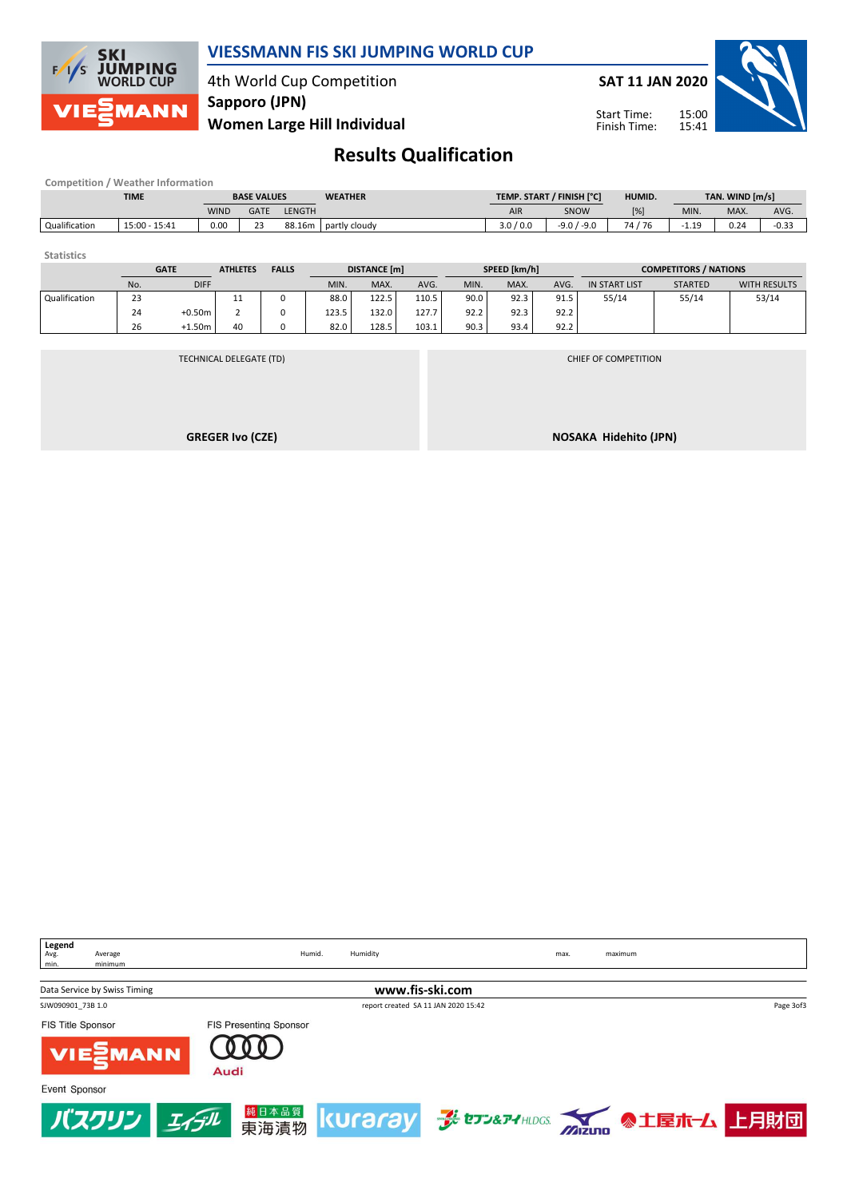# VIESSMANN FIS SKI JUMPING WORLD CUP

4th World Cup Competition
**Sapporo (JPN)**
**Women Large Hill Individual**

**SAT 11 JAN 2020**

Start Time: 15:00
Finish Time: 15:41

## Results Qualification

Competition / Weather Information

| | TIME | BASE VALUES | | | WEATHER | TEMP. START / FINISH [°C] | | HUMID. | TAN. WIND [m/s] | | |
|---|---|---|---|---|---|---|---|---|---|---|---|
| | | WIND | GATE | LENGTH | | AIR | SNOW | [%] | MIN. | MAX. | AVG. |
| Qualification | 15:00 - 15:41 | 0.00 | 23 | 88.16m | partly cloudy | 3.0 / 0.0 | -9.0 / -9.0 | 74 / 76 | -1.19 | 0.24 | -0.33 |

Statistics

| | GATE | | ATHLETES | FALLS | DISTANCE [m] | | | SPEED [km/h] | | | COMPETITORS / NATIONS | | |
|---|---|---|---|---|---|---|---|---|---|---|---|---|---|
| | No. | DIFF | | | MIN. | MAX. | AVG. | MIN. | MAX. | AVG. | IN START LIST | STARTED | WITH RESULTS |
| Qualification | 23 | | 11 | 0 | 88.0 | 122.5 | 110.5 | 90.0 | 92.3 | 91.5 | 55/14 | 55/14 | 53/14 |
| | 24 | +0.50m | 2 | 0 | 123.5 | 132.0 | 127.7 | 92.2 | 92.3 | 92.2 | | | |
| | 26 | +1.50m | 40 | 0 | 82.0 | 128.5 | 103.1 | 90.3 | 93.4 | 92.2 | | | |

TECHNICAL DELEGATE (TD)

**GREGER Ivo (CZE)**

CHIEF OF COMPETITION

**NOSAKA Hidehito (JPN)**

| Legend | | | | | |
|---|---|---|---|---|---|
| Avg. | Average | Humid. | Humidity | max. | maximum |
| min. | minimum | | | | |

Data Service by Swiss Timing

www.fis-ski.com

SJW090901_73B 1.0

report created SA 11 JAN 2020 15:42

FIS Title Sponsor

FIS Presenting Sponsor

Event Sponsor